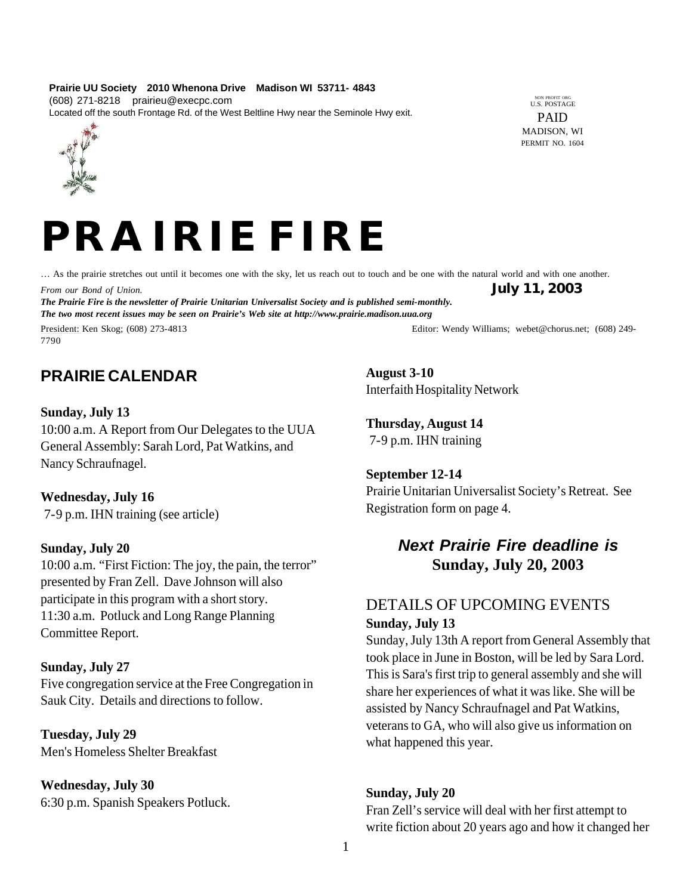**Prairie UU Society 2010 Whenona Drive Madison WI 53711- 4843**
(608) 271-8218 prairieu@execpc.com
Located off the south Frontage Rd. of the West Beltline Hwy near the Seminole Hwy exit.

NON PROFIT ORG
U.S. POSTAGE
PAID
MADISON, WI
PERMIT NO. 1604

# PRAIRIE FIRE

… As the prairie stretches out until it becomes one with the sky, let us reach out to touch and be one with the natural world and with one another.
*From our Bond of Union.*

**July 11, 2003**

***The Prairie Fire is the newsletter of Prairie Unitarian Universalist Society and is published semi-monthly.***
***The two most recent issues may be seen on Prairie's Web site at http://www.prairie.madison.uua.org***

President: Ken Skog; (608) 273-4813
Editor: Wendy Williams; webet@chorus.net; (608) 249-7790

## PRAIRIE CALENDAR

**Sunday, July 13**
10:00 a.m. A Report from Our Delegates to the UUA General Assembly: Sarah Lord, Pat Watkins, and Nancy Schraufnagel.

**Wednesday, July 16**
7-9 p.m. IHN training (see article)

**Sunday, July 20**
10:00 a.m. "First Fiction: The joy, the pain, the terror" presented by Fran Zell. Dave Johnson will also participate in this program with a short story.
11:30 a.m. Potluck and Long Range Planning Committee Report.

**Sunday, July 27**
Five congregation service at the Free Congregation in Sauk City. Details and directions to follow.

**Tuesday, July 29**
Men's Homeless Shelter Breakfast

**Wednesday, July 30**
6:30 p.m. Spanish Speakers Potluck.

**August 3-10**
Interfaith Hospitality Network

**Thursday, August 14**
7-9 p.m. IHN training

**September 12-14**
Prairie Unitarian Universalist Society's Retreat. See Registration form on page 4.

### *Next Prairie Fire deadline is* **Sunday, July 20, 2003**

## DETAILS OF UPCOMING EVENTS

**Sunday, July 13**
Sunday, July 13th A report from General Assembly that took place in June in Boston, will be led by Sara Lord. This is Sara's first trip to general assembly and she will share her experiences of what it was like. She will be assisted by Nancy Schraufnagel and Pat Watkins, veterans to GA, who will also give us information on what happened this year.

**Sunday, July 20**
Fran Zell's service will deal with her first attempt to write fiction about 20 years ago and how it changed her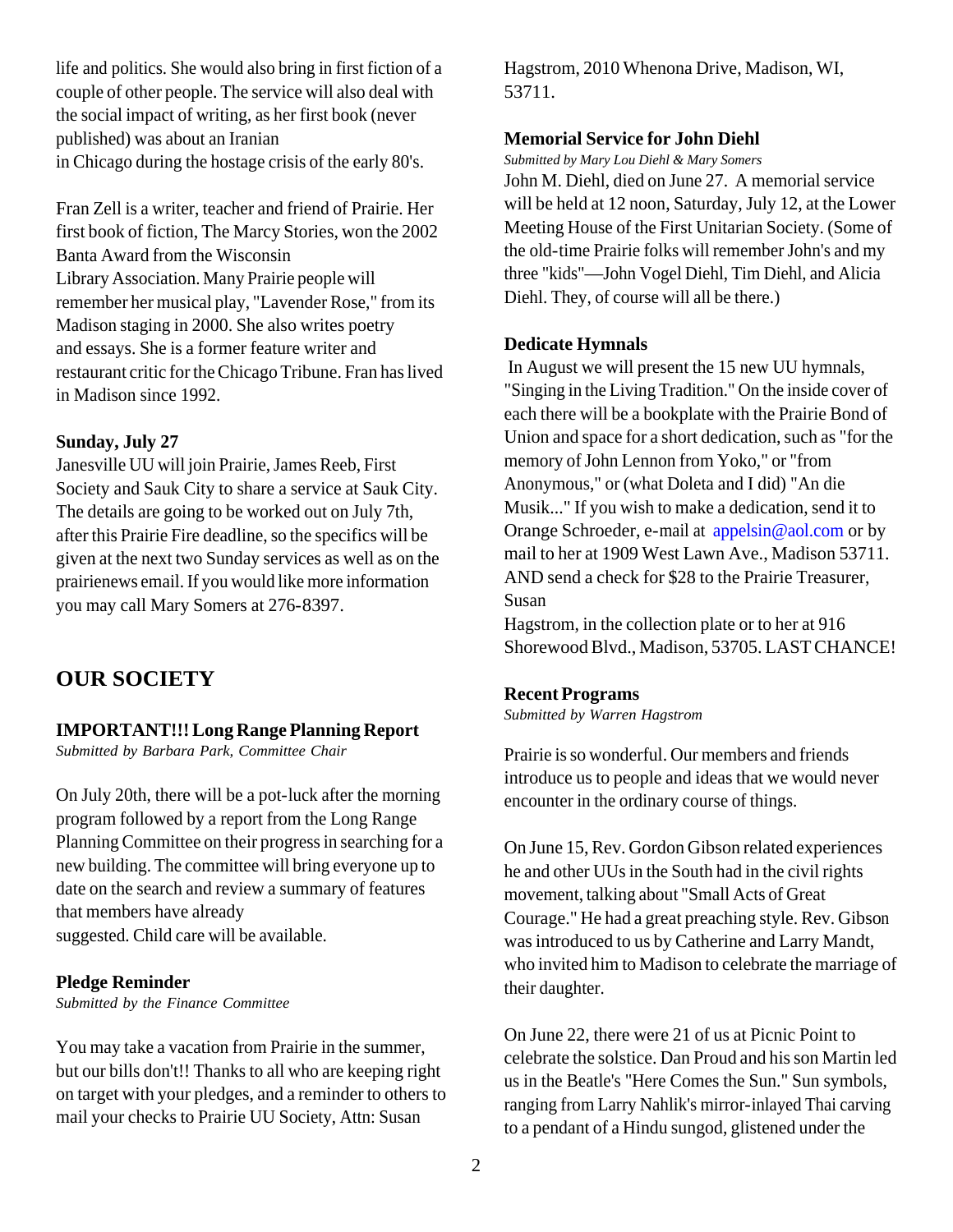life and politics. She would also bring in first fiction of a couple of other people. The service will also deal with the social impact of writing, as her first book (never published) was about an Iranian in Chicago during the hostage crisis of the early 80's.

Fran Zell is a writer, teacher and friend of Prairie. Her first book of fiction, The Marcy Stories, won the 2002 Banta Award from the Wisconsin Library Association. Many Prairie people will remember her musical play, "Lavender Rose," from its Madison staging in 2000. She also writes poetry and essays. She is a former feature writer and restaurant critic for the Chicago Tribune. Fran has lived in Madison since 1992.

**Sunday, July 27**

Janesville UU will join Prairie, James Reeb, First Society and Sauk City to share a service at Sauk City. The details are going to be worked out on July 7th, after this Prairie Fire deadline, so the specifics will be given at the next two Sunday services as well as on the prairienews email. If you would like more information you may call Mary Somers at 276-8397.

## OUR SOCIETY

### IMPORTANT!!! Long Range Planning Report

*Submitted by Barbara Park, Committee Chair*

On July 20th, there will be a pot-luck after the morning program followed by a report from the Long Range Planning Committee on their progress in searching for a new building. The committee will bring everyone up to date on the search and review a summary of features that members have already suggested. Child care will be available.

### Pledge Reminder

*Submitted by the Finance Committee*

You may take a vacation from Prairie in the summer, but our bills don't!! Thanks to all who are keeping right on target with your pledges, and a reminder to others to mail your checks to Prairie UU Society, Attn: Susan Hagstrom, 2010 Whenona Drive, Madison, WI, 53711.

### Memorial Service for John Diehl

*Submitted by Mary Lou Diehl & Mary Somers*

John M. Diehl, died on June 27. A memorial service will be held at 12 noon, Saturday, July 12, at the Lower Meeting House of the First Unitarian Society. (Some of the old-time Prairie folks will remember John's and my three "kids"—John Vogel Diehl, Tim Diehl, and Alicia Diehl. They, of course will all be there.)

### Dedicate Hymnals

In August we will present the 15 new UU hymnals, "Singing in the Living Tradition." On the inside cover of each there will be a bookplate with the Prairie Bond of Union and space for a short dedication, such as "for the memory of John Lennon from Yoko," or "from Anonymous," or (what Doleta and I did) "An die Musik..." If you wish to make a dedication, send it to Orange Schroeder, e-mail at appelsin@aol.com or by mail to her at 1909 West Lawn Ave., Madison 53711. AND send a check for $28 to the Prairie Treasurer, Susan Hagstrom, in the collection plate or to her at 916 Shorewood Blvd., Madison, 53705. LAST CHANCE!

### Recent Programs

*Submitted by Warren Hagstrom*

Prairie is so wonderful. Our members and friends introduce us to people and ideas that we would never encounter in the ordinary course of things.

On June 15, Rev. Gordon Gibson related experiences he and other UUs in the South had in the civil rights movement, talking about "Small Acts of Great Courage." He had a great preaching style. Rev. Gibson was introduced to us by Catherine and Larry Mandt, who invited him to Madison to celebrate the marriage of their daughter.

On June 22, there were 21 of us at Picnic Point to celebrate the solstice. Dan Proud and his son Martin led us in the Beatle's "Here Comes the Sun." Sun symbols, ranging from Larry Nahlik's mirror-inlayed Thai carving to a pendant of a Hindu sungod, glistened under the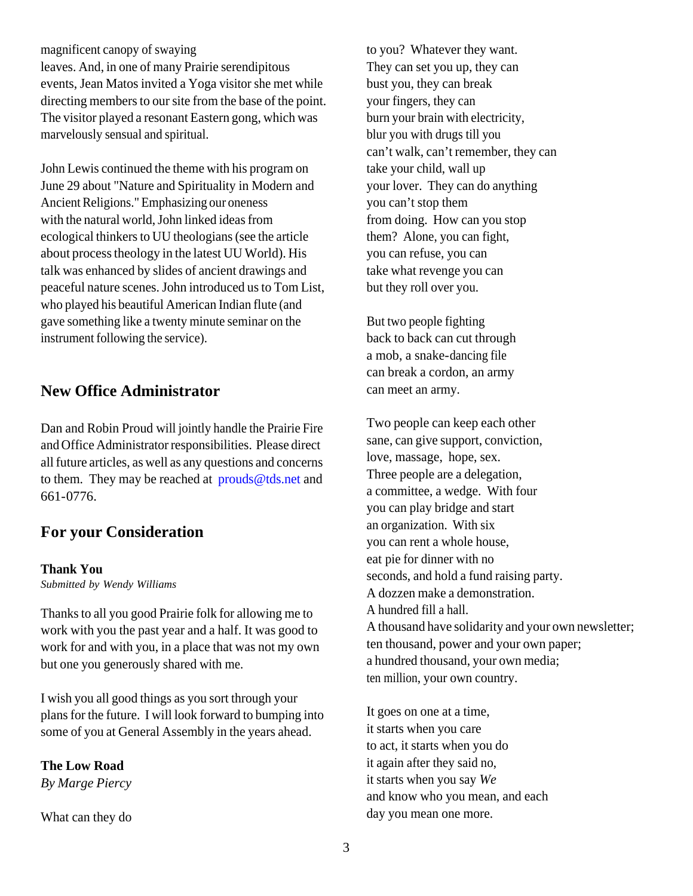magnificent canopy of swaying leaves. And, in one of many Prairie serendipitous events, Jean Matos invited a Yoga visitor she met while directing members to our site from the base of the point. The visitor played a resonant Eastern gong, which was marvelously sensual and spiritual.

John Lewis continued the theme with his program on June 29 about "Nature and Spirituality in Modern and Ancient Religions." Emphasizing our oneness with the natural world, John linked ideas from ecological thinkers to UU theologians (see the article about process theology in the latest UU World). His talk was enhanced by slides of ancient drawings and peaceful nature scenes. John introduced us to Tom List, who played his beautiful American Indian flute (and gave something like a twenty minute seminar on the instrument following the service).

## New Office Administrator

Dan and Robin Proud will jointly handle the Prairie Fire and Office Administrator responsibilities. Please direct all future articles, as well as any questions and concerns to them. They may be reached at prouds@tds.net and 661-0776.

## For your Consideration

### Thank You

*Submitted by Wendy Williams*

Thanks to all you good Prairie folk for allowing me to work with you the past year and a half. It was good to work for and with you, in a place that was not my own but one you generously shared with me.

I wish you all good things as you sort through your plans for the future. I will look forward to bumping into some of you at General Assembly in the years ahead.

### The Low Road

*By Marge Piercy*

What can they do
to you? Whatever they want.
They can set you up, they can
bust you, they can break
your fingers, they can
burn your brain with electricity,
blur you with drugs till you
can't walk, can't remember, they can
take your child, wall up
your lover. They can do anything
you can't stop them
from doing. How can you stop
them? Alone, you can fight,
you can refuse, you can
take what revenge you can
but they roll over you.

But two people fighting
back to back can cut through
a mob, a snake-dancing file
can break a cordon, an army
can meet an army.

Two people can keep each other
sane, can give support, conviction,
love, massage, hope, sex.
Three people are a delegation,
a committee, a wedge. With four
you can play bridge and start
an organization. With six
you can rent a whole house,
eat pie for dinner with no
seconds, and hold a fund raising party.
A dozzen make a demonstration.
A hundred fill a hall.
A thousand have solidarity and your own newsletter;
ten thousand, power and your own paper;
a hundred thousand, your own media;
ten million, your own country.

It goes on one at a time,
it starts when you care
to act, it starts when you do
it again after they said no,
it starts when you say *We*
and know who you mean, and each
day you mean one more.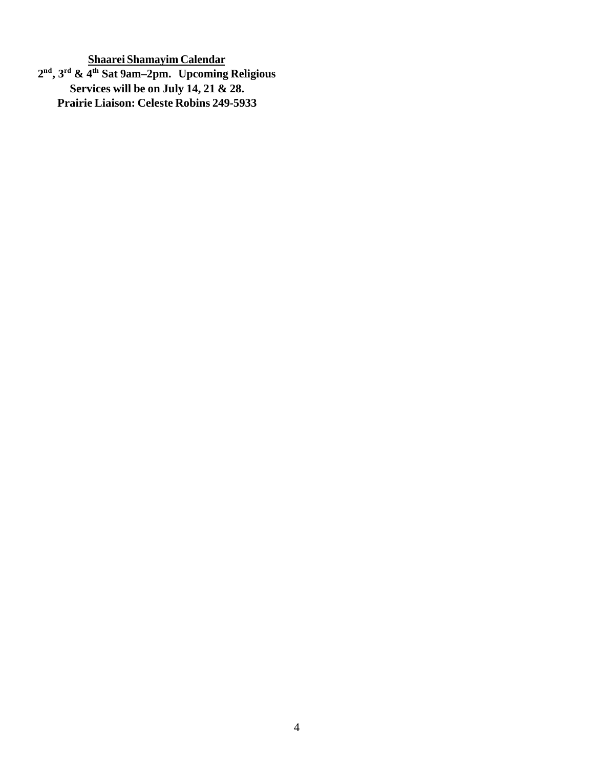**<u>Shaarei Shamayim Calendar</u>**

**2nd, 3rd & 4th Sat 9am–2pm. Upcoming Religious Services will be on July 14, 21 & 28.**

**Prairie Liaison: Celeste Robins 249-5933**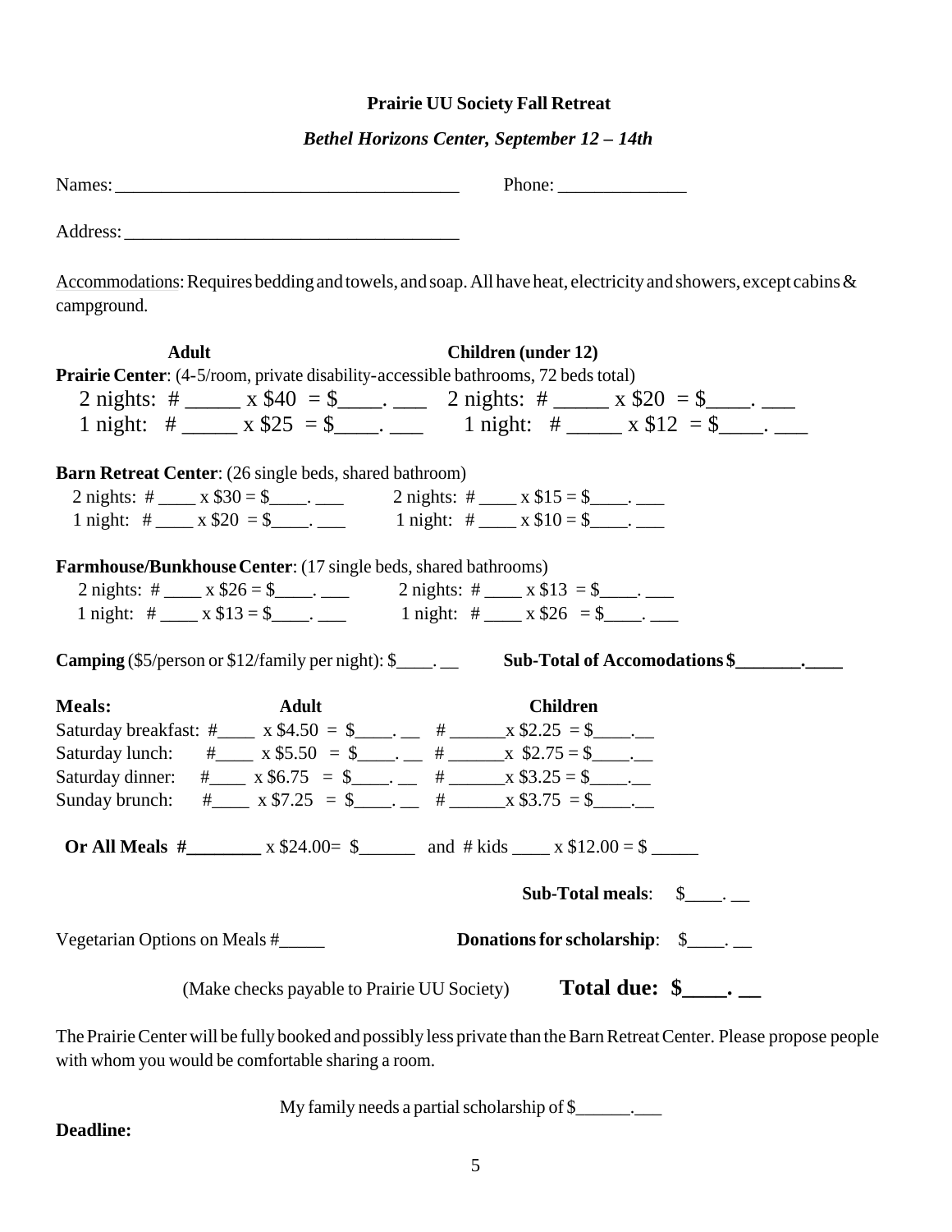**Prairie UU Society Fall Retreat**

***Bethel Horizons Center, September 12 – 14th***

Names: ____________________________________ Phone: ______________

Address: ___________________________________

Accommodations: Requires bedding and towels, and soap. All have heat, electricity and showers, except cabins & campground.

**Adult** **Children (under 12)**

**Prairie Center**: (4-5/room, private disability-accessible bathrooms, 72 beds total)

2 nights: # _____ x $40 = $____. ___ 2 nights: # _____ x $20 = $____. ___

1 night: # _____ x $25 = $____. ___ 1 night: # _____ x $12 = $____. ___

**Barn Retreat Center**: (26 single beds, shared bathroom)

2 nights: # ____ x $30 = $____. ___ 2 nights: # ____ x $15 = $____. ___

1 night: # ____ x $20 = $____. ___ 1 night: # ____ x $10 = $____. ___

**Farmhouse/Bunkhouse Center**: (17 single beds, shared bathrooms)

2 nights: # ____ x $26 = $____. ___ 2 nights: # ____ x $13 = $____. ___

1 night: # ____ x $13 = $____. ___ 1 night: # ____ x $26 = $____. ___

**Camping** ($5/person or $12/family per night): $____. __ **Sub-Total of Accomodations $_______.____**

**Meals:** **Adult** **Children**

Saturday breakfast: #____ x $4.50 = $____. __ # ______x $2.25 = $____.__

Saturday lunch: #____ x $5.50 = $____. __ # ______x $2.75 = $____.__

Saturday dinner: #____ x $6.75 = $____. __ # ______x $3.25 = $____.__

Sunday brunch: #____ x $7.25 = $____. __ # ______x $3.75 = $____.__

**Or All Meals #________** x $24.00= $______ and # kids ____ x $12.00 = $ _____

**Sub-Total meals**: $____. __

Vegetarian Options on Meals #_____ **Donations for scholarship**: $____. __

(Make checks payable to Prairie UU Society) **Total due: $____. __**

The Prairie Center will be fully booked and possibly less private than the Barn Retreat Center. Please propose people with whom you would be comfortable sharing a room.

My family needs a partial scholarship of $______.___

**Deadline:**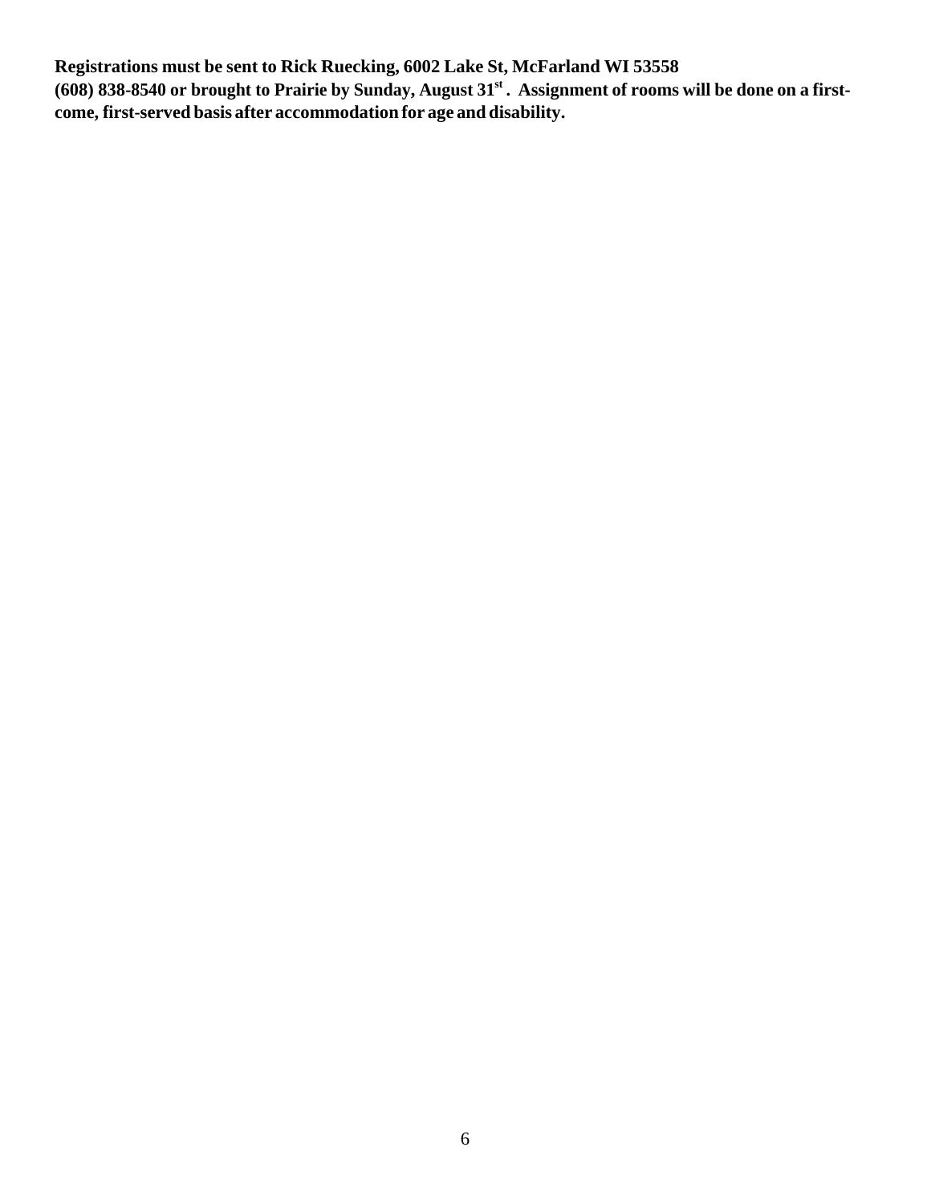**Registrations must be sent to Rick Ruecking, 6002 Lake St, McFarland WI 53558 (608) 838-8540 or brought to Prairie by Sunday, August 31st. Assignment of rooms will be done on a first-come, first-served basis after accommodation for age and disability.**